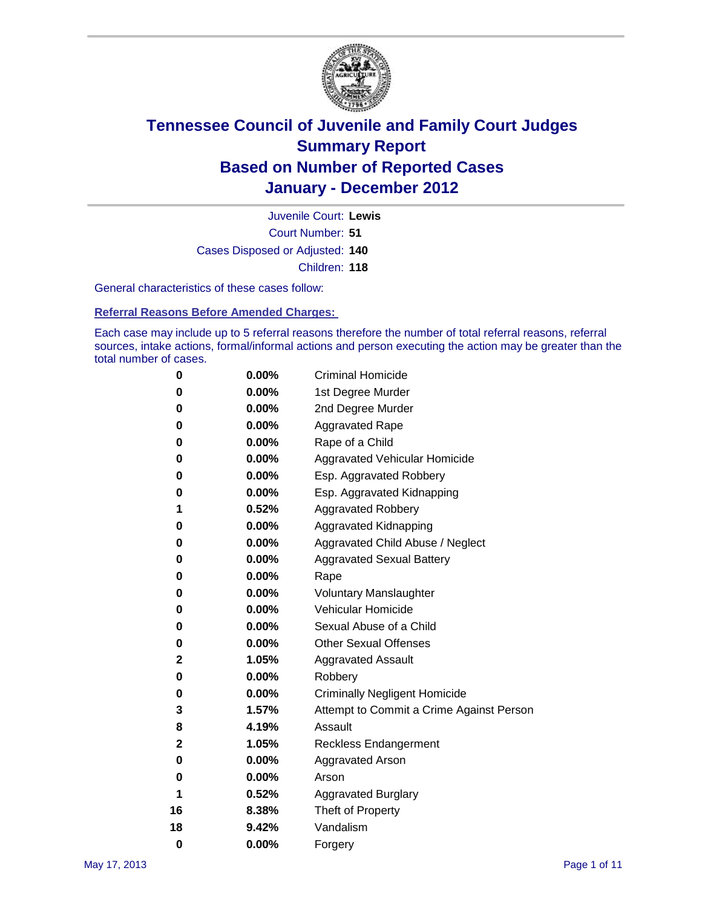# Tennessee Council of Juvenile and Family Court Judges
## Summary Report
## Based on Number of Reported Cases
## January - December 2012

Juvenile Court: **Lewis**
Court Number: **51**
Cases Disposed or Adjusted: **140**
Children: **118**

General characteristics of these cases follow:

### Referral Reasons Before Amended Charges:

Each case may include up to 5 referral reasons therefore the number of total referral reasons, referral sources, intake actions, formal/informal actions and person executing the action may be greater than the total number of cases.

| | | |
|---|---|---|
| 0 | 0.00% | Criminal Homicide |
| 0 | 0.00% | 1st Degree Murder |
| 0 | 0.00% | 2nd Degree Murder |
| 0 | 0.00% | Aggravated Rape |
| 0 | 0.00% | Rape of a Child |
| 0 | 0.00% | Aggravated Vehicular Homicide |
| 0 | 0.00% | Esp. Aggravated Robbery |
| 0 | 0.00% | Esp. Aggravated Kidnapping |
| 1 | 0.52% | Aggravated Robbery |
| 0 | 0.00% | Aggravated Kidnapping |
| 0 | 0.00% | Aggravated Child Abuse / Neglect |
| 0 | 0.00% | Aggravated Sexual Battery |
| 0 | 0.00% | Rape |
| 0 | 0.00% | Voluntary Manslaughter |
| 0 | 0.00% | Vehicular Homicide |
| 0 | 0.00% | Sexual Abuse of a Child |
| 0 | 0.00% | Other Sexual Offenses |
| 2 | 1.05% | Aggravated Assault |
| 0 | 0.00% | Robbery |
| 0 | 0.00% | Criminally Negligent Homicide |
| 3 | 1.57% | Attempt to Commit a Crime Against Person |
| 8 | 4.19% | Assault |
| 2 | 1.05% | Reckless Endangerment |
| 0 | 0.00% | Aggravated Arson |
| 0 | 0.00% | Arson |
| 1 | 0.52% | Aggravated Burglary |
| 16 | 8.38% | Theft of Property |
| 18 | 9.42% | Vandalism |
| 0 | 0.00% | Forgery |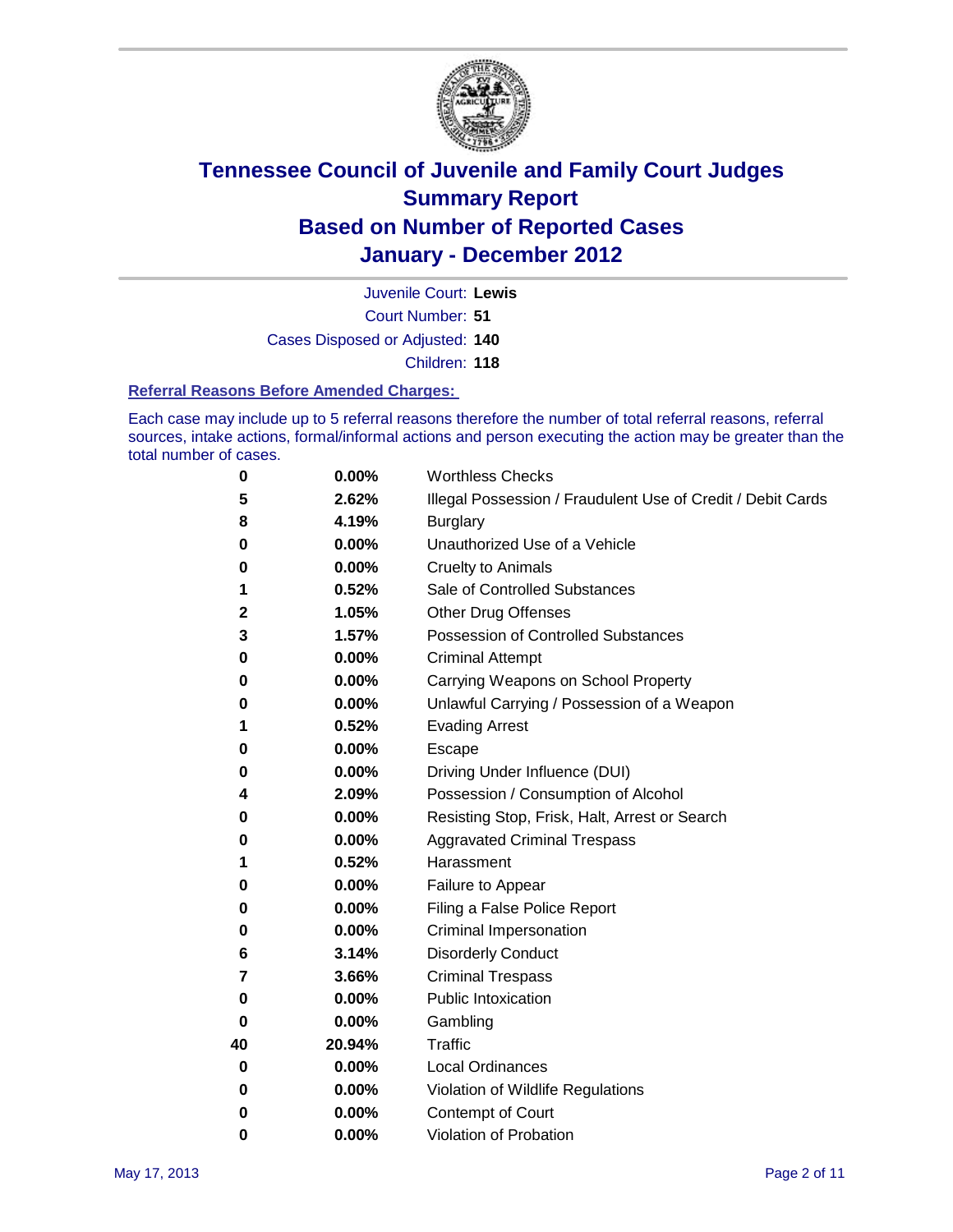# Tennessee Council of Juvenile and Family Court Judges
## Summary Report
## Based on Number of Reported Cases
## January - December 2012

Juvenile Court: **Lewis**
Court Number: **51**
Cases Disposed or Adjusted: **140**
Children: **118**

### Referral Reasons Before Amended Charges:

Each case may include up to 5 referral reasons therefore the number of total referral reasons, referral sources, intake actions, formal/informal actions and person executing the action may be greater than the total number of cases.

| Count | Percent | Referral Reason |
|---|---|---|
| 0 | 0.00% | Worthless Checks |
| 5 | 2.62% | Illegal Possession / Fraudulent Use of Credit / Debit Cards |
| 8 | 4.19% | Burglary |
| 0 | 0.00% | Unauthorized Use of a Vehicle |
| 0 | 0.00% | Cruelty to Animals |
| 1 | 0.52% | Sale of Controlled Substances |
| 2 | 1.05% | Other Drug Offenses |
| 3 | 1.57% | Possession of Controlled Substances |
| 0 | 0.00% | Criminal Attempt |
| 0 | 0.00% | Carrying Weapons on School Property |
| 0 | 0.00% | Unlawful Carrying / Possession of a Weapon |
| 1 | 0.52% | Evading Arrest |
| 0 | 0.00% | Escape |
| 0 | 0.00% | Driving Under Influence (DUI) |
| 4 | 2.09% | Possession / Consumption of Alcohol |
| 0 | 0.00% | Resisting Stop, Frisk, Halt, Arrest or Search |
| 0 | 0.00% | Aggravated Criminal Trespass |
| 1 | 0.52% | Harassment |
| 0 | 0.00% | Failure to Appear |
| 0 | 0.00% | Filing a False Police Report |
| 0 | 0.00% | Criminal Impersonation |
| 6 | 3.14% | Disorderly Conduct |
| 7 | 3.66% | Criminal Trespass |
| 0 | 0.00% | Public Intoxication |
| 0 | 0.00% | Gambling |
| 40 | 20.94% | Traffic |
| 0 | 0.00% | Local Ordinances |
| 0 | 0.00% | Violation of Wildlife Regulations |
| 0 | 0.00% | Contempt of Court |
| 0 | 0.00% | Violation of Probation |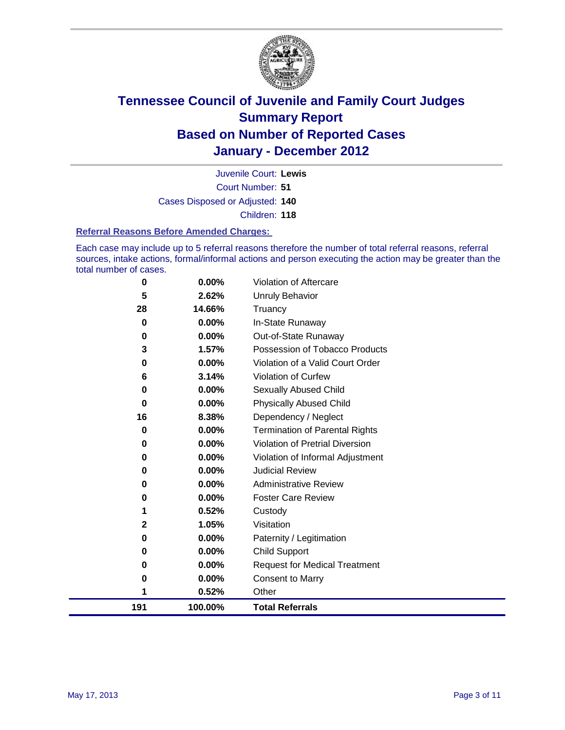# Tennessee Council of Juvenile and Family Court Judges
## Summary Report
## Based on Number of Reported Cases
## January - December 2012

Juvenile Court: **Lewis**

Court Number: **51**

Cases Disposed or Adjusted: **140**

Children: **118**

### Referral Reasons Before Amended Charges:

Each case may include up to 5 referral reasons therefore the number of total referral reasons, referral sources, intake actions, formal/informal actions and person executing the action may be greater than the total number of cases.

| Count | Percent | Referral Reason |
|---|---|---|
| 0 | 0.00% | Violation of Aftercare |
| 5 | 2.62% | Unruly Behavior |
| 28 | 14.66% | Truancy |
| 0 | 0.00% | In-State Runaway |
| 0 | 0.00% | Out-of-State Runaway |
| 3 | 1.57% | Possession of Tobacco Products |
| 0 | 0.00% | Violation of a Valid Court Order |
| 6 | 3.14% | Violation of Curfew |
| 0 | 0.00% | Sexually Abused Child |
| 0 | 0.00% | Physically Abused Child |
| 16 | 8.38% | Dependency / Neglect |
| 0 | 0.00% | Termination of Parental Rights |
| 0 | 0.00% | Violation of Pretrial Diversion |
| 0 | 0.00% | Violation of Informal Adjustment |
| 0 | 0.00% | Judicial Review |
| 0 | 0.00% | Administrative Review |
| 0 | 0.00% | Foster Care Review |
| 1 | 0.52% | Custody |
| 2 | 1.05% | Visitation |
| 0 | 0.00% | Paternity / Legitimation |
| 0 | 0.00% | Child Support |
| 0 | 0.00% | Request for Medical Treatment |
| 0 | 0.00% | Consent to Marry |
| 1 | 0.52% | Other |
| **191** | **100.00%** | **Total Referrals** |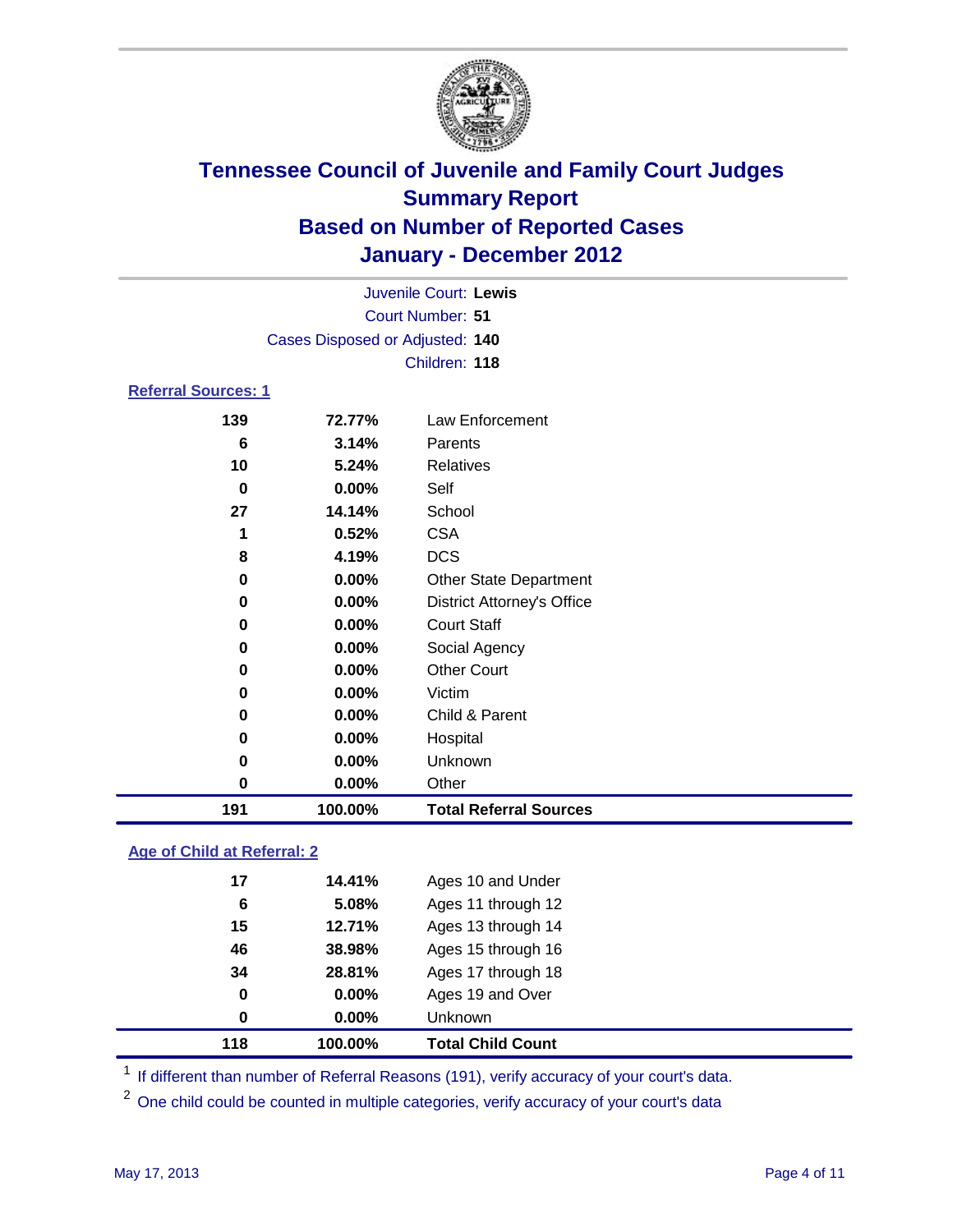# Tennessee Council of Juvenile and Family Court Judges
## Summary Report
## Based on Number of Reported Cases
## January - December 2012

Juvenile Court: **Lewis**
Court Number: **51**
Cases Disposed or Adjusted: **140**
Children: **118**

### Referral Sources: 1

| | | |
|---|---|---|
| 139 | 72.77% | Law Enforcement |
| 6 | 3.14% | Parents |
| 10 | 5.24% | Relatives |
| 0 | 0.00% | Self |
| 27 | 14.14% | School |
| 1 | 0.52% | CSA |
| 8 | 4.19% | DCS |
| 0 | 0.00% | Other State Department |
| 0 | 0.00% | District Attorney's Office |
| 0 | 0.00% | Court Staff |
| 0 | 0.00% | Social Agency |
| 0 | 0.00% | Other Court |
| 0 | 0.00% | Victim |
| 0 | 0.00% | Child & Parent |
| 0 | 0.00% | Hospital |
| 0 | 0.00% | Unknown |
| 0 | 0.00% | Other |
| **191** | **100.00%** | **Total Referral Sources** |

### Age of Child at Referral: 2

| | | |
|---|---|---|
| 17 | 14.41% | Ages 10 and Under |
| 6 | 5.08% | Ages 11 through 12 |
| 15 | 12.71% | Ages 13 through 14 |
| 46 | 38.98% | Ages 15 through 16 |
| 34 | 28.81% | Ages 17 through 18 |
| 0 | 0.00% | Ages 19 and Over |
| 0 | 0.00% | Unknown |
| **118** | **100.00%** | **Total Child Count** |

[1] If different than number of Referral Reasons (191), verify accuracy of your court's data.

[2] One child could be counted in multiple categories, verify accuracy of your court's data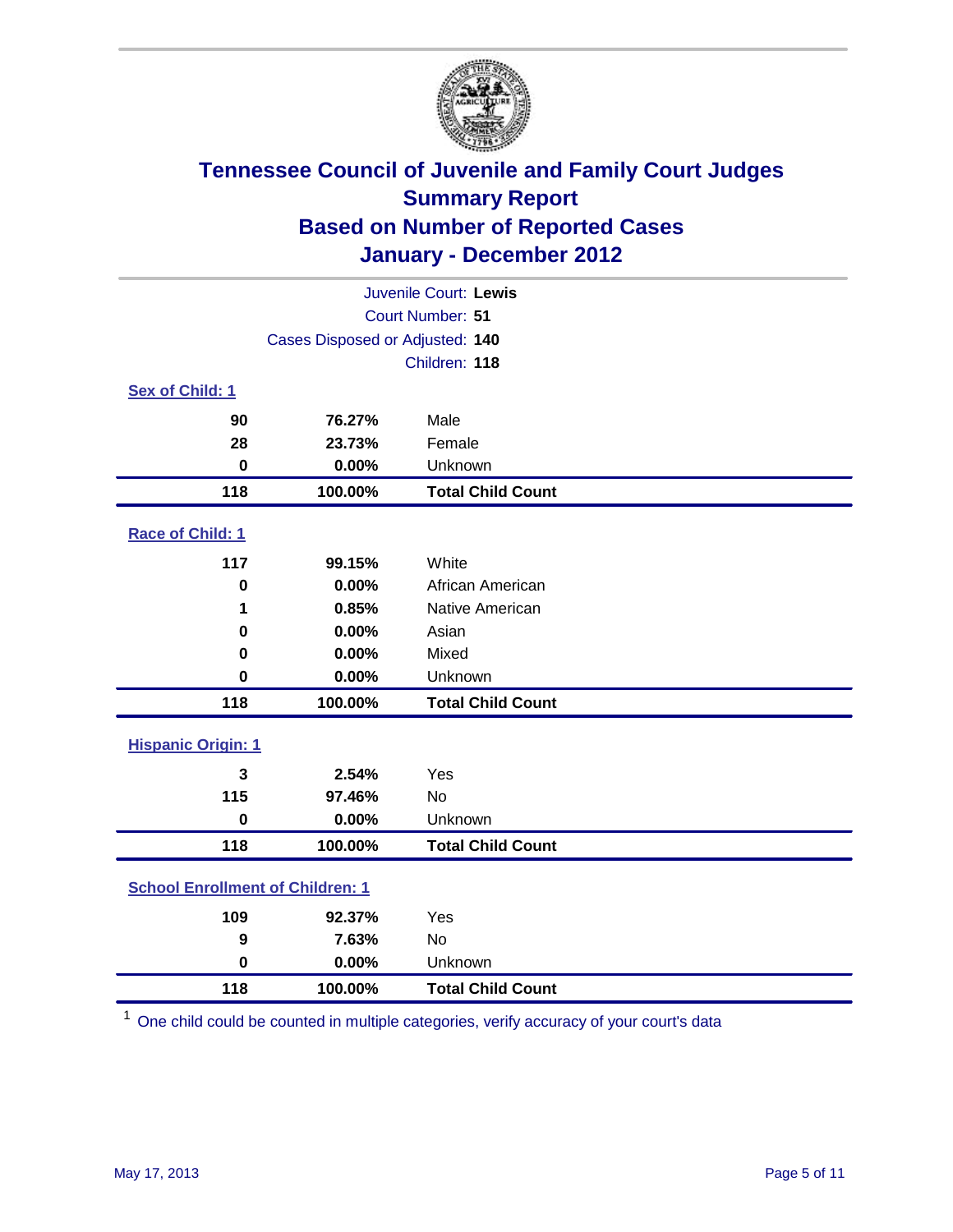# Tennessee Council of Juvenile and Family Court Judges
## Summary Report
## Based on Number of Reported Cases
## January - December 2012

Juvenile Court: **Lewis**
Court Number: **51**
Cases Disposed or Adjusted: **140**
Children: **118**

### Sex of Child: 1

| | | |
|---|---|---|
| **90** | **76.27%** | Male |
| **28** | **23.73%** | Female |
| **0** | **0.00%** | Unknown |
| **118** | **100.00%** | **Total Child Count** |

### Race of Child: 1

| | | |
|---|---|---|
| **117** | **99.15%** | White |
| **0** | **0.00%** | African American |
| **1** | **0.85%** | Native American |
| **0** | **0.00%** | Asian |
| **0** | **0.00%** | Mixed |
| **0** | **0.00%** | Unknown |
| **118** | **100.00%** | **Total Child Count** |

### Hispanic Origin: 1

| | | |
|---|---|---|
| **3** | **2.54%** | Yes |
| **115** | **97.46%** | No |
| **0** | **0.00%** | Unknown |
| **118** | **100.00%** | **Total Child Count** |

### School Enrollment of Children: 1

| | | |
|---|---|---|
| **109** | **92.37%** | Yes |
| **9** | **7.63%** | No |
| **0** | **0.00%** | Unknown |
| **118** | **100.00%** | **Total Child Count** |

[1] One child could be counted in multiple categories, verify accuracy of your court's data

May 17, 2013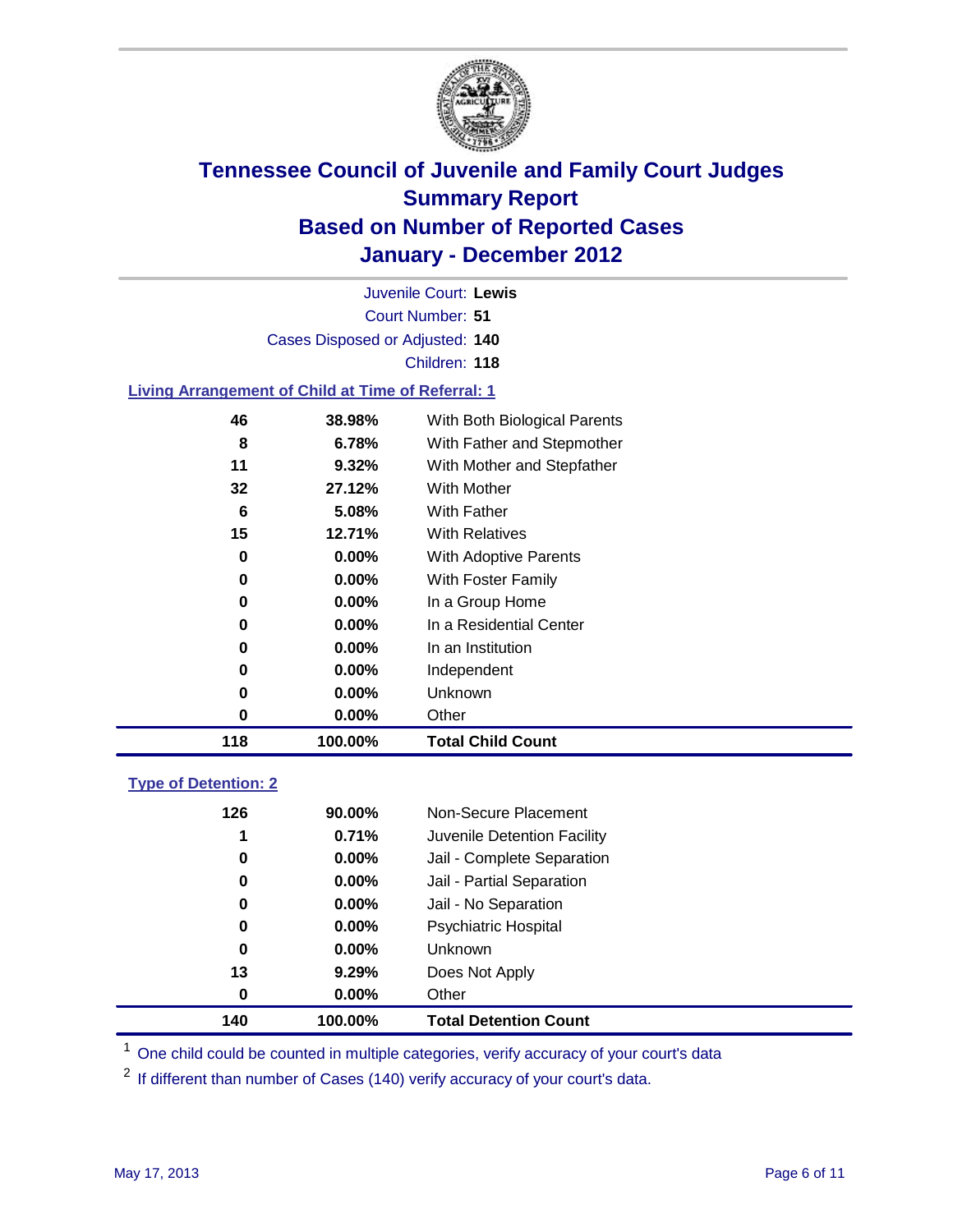# Tennessee Council of Juvenile and Family Court Judges
## Summary Report
## Based on Number of Reported Cases
## January - December 2012

Juvenile Court: **Lewis**
Court Number: **51**
Cases Disposed or Adjusted: **140**
Children: **118**

### Living Arrangement of Child at Time of Referral: 1

| Count | Percent | Category |
|---|---|---|
| 46 | 38.98% | With Both Biological Parents |
| 8 | 6.78% | With Father and Stepmother |
| 11 | 9.32% | With Mother and Stepfather |
| 32 | 27.12% | With Mother |
| 6 | 5.08% | With Father |
| 15 | 12.71% | With Relatives |
| 0 | 0.00% | With Adoptive Parents |
| 0 | 0.00% | With Foster Family |
| 0 | 0.00% | In a Group Home |
| 0 | 0.00% | In a Residential Center |
| 0 | 0.00% | In an Institution |
| 0 | 0.00% | Independent |
| 0 | 0.00% | Unknown |
| 0 | 0.00% | Other |
| **118** | **100.00%** | **Total Child Count** |

### Type of Detention: 2

| Count | Percent | Category |
|---|---|---|
| 126 | 90.00% | Non-Secure Placement |
| 1 | 0.71% | Juvenile Detention Facility |
| 0 | 0.00% | Jail - Complete Separation |
| 0 | 0.00% | Jail - Partial Separation |
| 0 | 0.00% | Jail - No Separation |
| 0 | 0.00% | Psychiatric Hospital |
| 0 | 0.00% | Unknown |
| 13 | 9.29% | Does Not Apply |
| 0 | 0.00% | Other |
| **140** | **100.00%** | **Total Detention Count** |

[1] One child could be counted in multiple categories, verify accuracy of your court's data

[2] If different than number of Cases (140) verify accuracy of your court's data.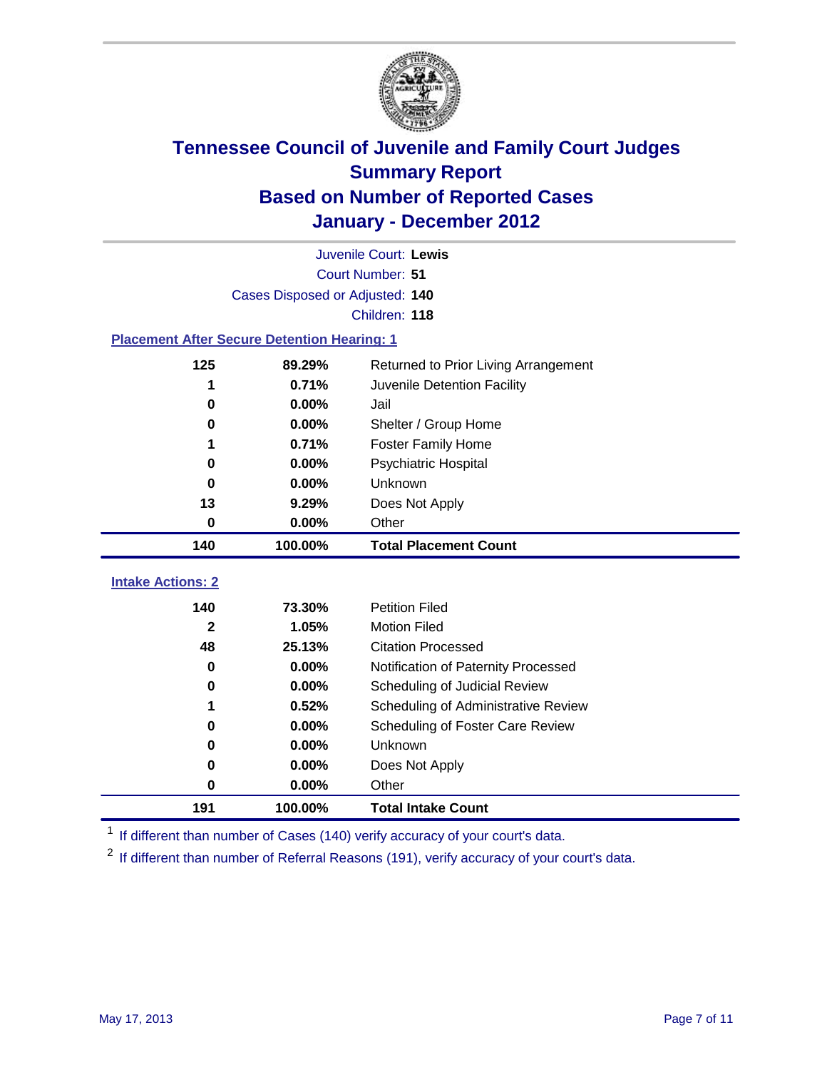# Tennessee Council of Juvenile and Family Court Judges
## Summary Report
## Based on Number of Reported Cases
## January - December 2012

Juvenile Court: **Lewis**
Court Number: **51**
Cases Disposed or Adjusted: **140**
Children: **118**

### Placement After Secure Detention Hearing: 1

| Count | Percent | Placement |
|---|---|---|
| 125 | 89.29% | Returned to Prior Living Arrangement |
| 1 | 0.71% | Juvenile Detention Facility |
| 0 | 0.00% | Jail |
| 0 | 0.00% | Shelter / Group Home |
| 1 | 0.71% | Foster Family Home |
| 0 | 0.00% | Psychiatric Hospital |
| 0 | 0.00% | Unknown |
| 13 | 9.29% | Does Not Apply |
| 0 | 0.00% | Other |
| **140** | **100.00%** | **Total Placement Count** |

### Intake Actions: 2

| Count | Percent | Intake Action |
|---|---|---|
| 140 | 73.30% | Petition Filed |
| 2 | 1.05% | Motion Filed |
| 48 | 25.13% | Citation Processed |
| 0 | 0.00% | Notification of Paternity Processed |
| 0 | 0.00% | Scheduling of Judicial Review |
| 1 | 0.52% | Scheduling of Administrative Review |
| 0 | 0.00% | Scheduling of Foster Care Review |
| 0 | 0.00% | Unknown |
| 0 | 0.00% | Does Not Apply |
| 0 | 0.00% | Other |
| **191** | **100.00%** | **Total Intake Count** |

[1] If different than number of Cases (140) verify accuracy of your court's data.

[2] If different than number of Referral Reasons (191), verify accuracy of your court's data.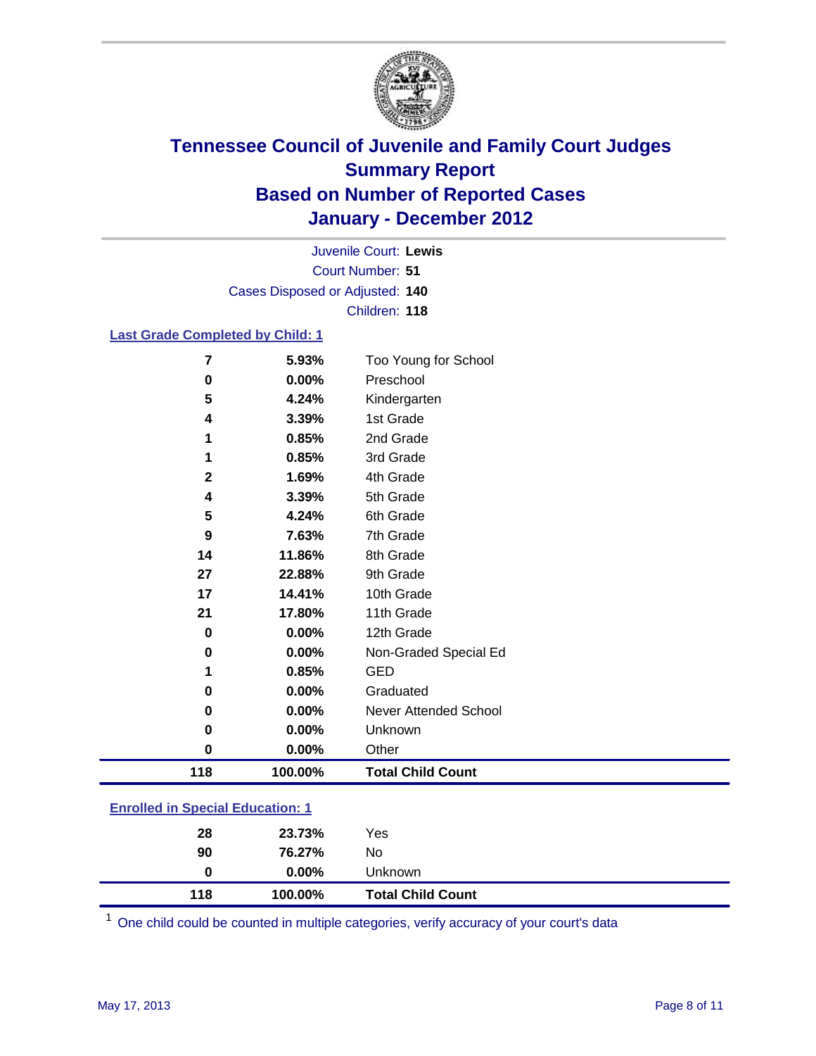# Tennessee Council of Juvenile and Family Court Judges
## Summary Report
## Based on Number of Reported Cases
## January - December 2012

Juvenile Court: **Lewis**
Court Number: **51**
Cases Disposed or Adjusted: **140**
Children: **118**

### Last Grade Completed by Child: 1

| | | |
|---|---|---|
| 7 | 5.93% | Too Young for School |
| 0 | 0.00% | Preschool |
| 5 | 4.24% | Kindergarten |
| 4 | 3.39% | 1st Grade |
| 1 | 0.85% | 2nd Grade |
| 1 | 0.85% | 3rd Grade |
| 2 | 1.69% | 4th Grade |
| 4 | 3.39% | 5th Grade |
| 5 | 4.24% | 6th Grade |
| 9 | 7.63% | 7th Grade |
| 14 | 11.86% | 8th Grade |
| 27 | 22.88% | 9th Grade |
| 17 | 14.41% | 10th Grade |
| 21 | 17.80% | 11th Grade |
| 0 | 0.00% | 12th Grade |
| 0 | 0.00% | Non-Graded Special Ed |
| 1 | 0.85% | GED |
| 0 | 0.00% | Graduated |
| 0 | 0.00% | Never Attended School |
| 0 | 0.00% | Unknown |
| 0 | 0.00% | Other |
| **118** | **100.00%** | **Total Child Count** |

### Enrolled in Special Education: 1

| | | |
|---|---|---|
| 28 | 23.73% | Yes |
| 90 | 76.27% | No |
| 0 | 0.00% | Unknown |
| **118** | **100.00%** | **Total Child Count** |

[1] One child could be counted in multiple categories, verify accuracy of your court's data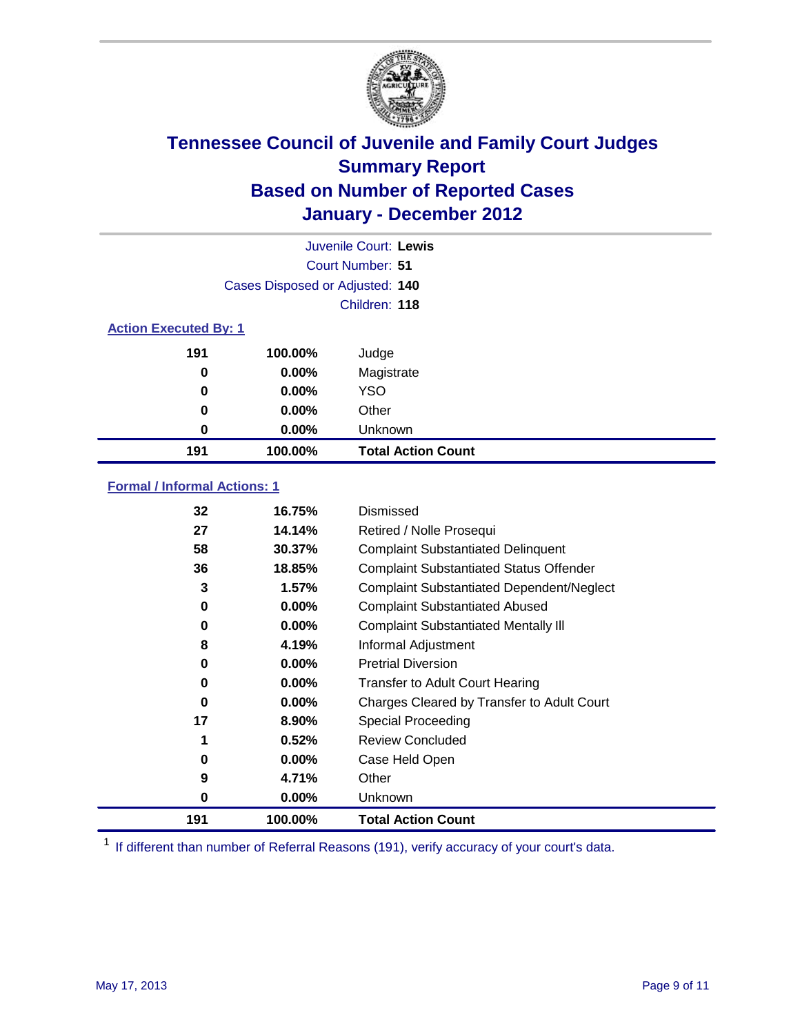# Tennessee Council of Juvenile and Family Court Judges
## Summary Report
## Based on Number of Reported Cases
## January - December 2012

Juvenile Court: **Lewis**
Court Number: **51**
Cases Disposed or Adjusted: **140**
Children: **118**

### Action Executed By: 1

| | | |
|---|---|---|
| 191 | 100.00% | Judge |
| 0 | 0.00% | Magistrate |
| 0 | 0.00% | YSO |
| 0 | 0.00% | Other |
| 0 | 0.00% | Unknown |
| **191** | **100.00%** | **Total Action Count** |

### Formal / Informal Actions: 1

| | | |
|---|---|---|
| 32 | 16.75% | Dismissed |
| 27 | 14.14% | Retired / Nolle Prosequi |
| 58 | 30.37% | Complaint Substantiated Delinquent |
| 36 | 18.85% | Complaint Substantiated Status Offender |
| 3 | 1.57% | Complaint Substantiated Dependent/Neglect |
| 0 | 0.00% | Complaint Substantiated Abused |
| 0 | 0.00% | Complaint Substantiated Mentally Ill |
| 8 | 4.19% | Informal Adjustment |
| 0 | 0.00% | Pretrial Diversion |
| 0 | 0.00% | Transfer to Adult Court Hearing |
| 0 | 0.00% | Charges Cleared by Transfer to Adult Court |
| 17 | 8.90% | Special Proceeding |
| 1 | 0.52% | Review Concluded |
| 0 | 0.00% | Case Held Open |
| 9 | 4.71% | Other |
| 0 | 0.00% | Unknown |
| **191** | **100.00%** | **Total Action Count** |

[1] If different than number of Referral Reasons (191), verify accuracy of your court's data.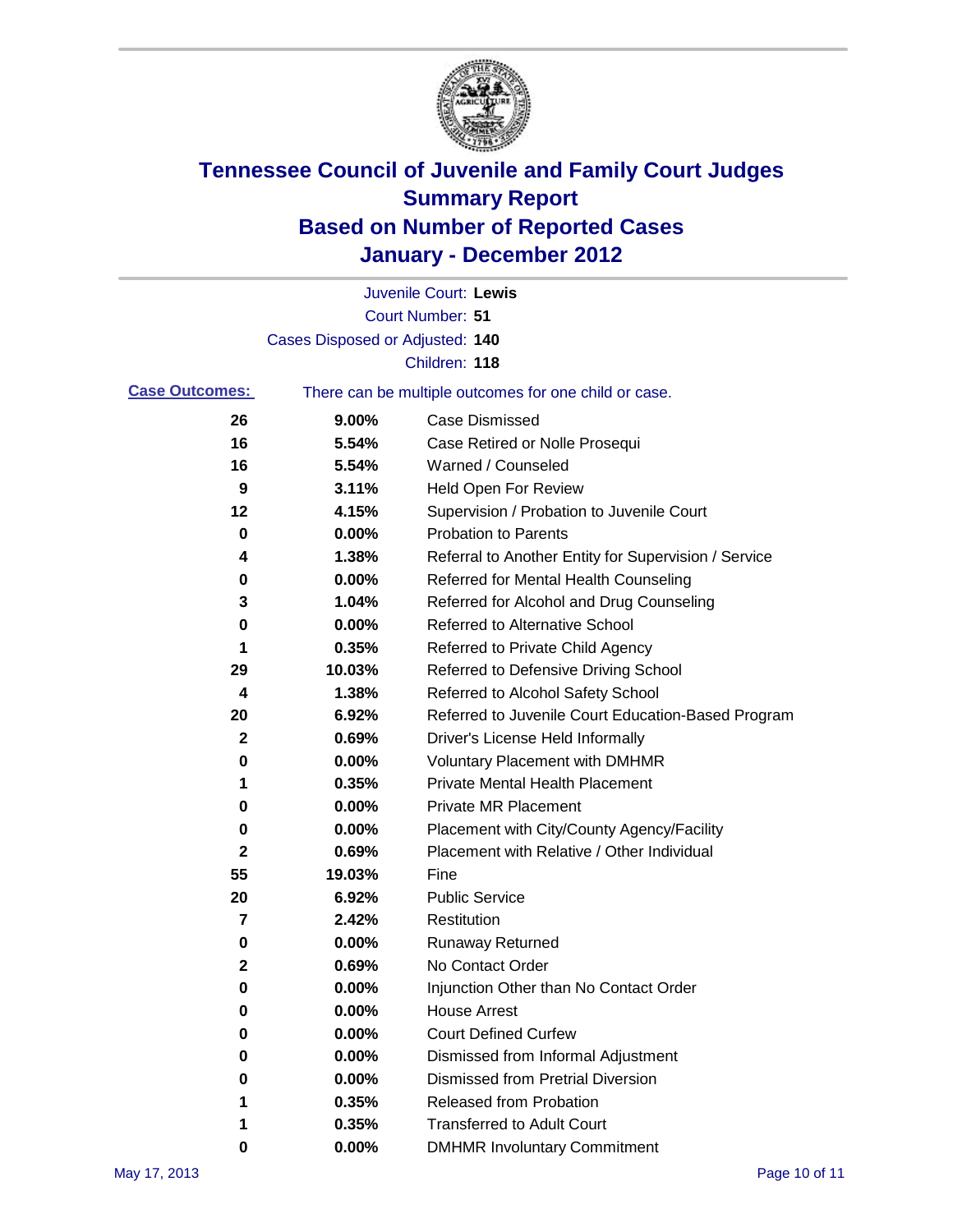# Tennessee Council of Juvenile and Family Court Judges
## Summary Report
## Based on Number of Reported Cases
## January - December 2012

Juvenile Court: **Lewis**
Court Number: **51**
Cases Disposed or Adjusted: **140**
Children: **118**

**Case Outcomes:** There can be multiple outcomes for one child or case.

| Count | Percent | Outcome |
|---|---|---|
| 26 | 9.00% | Case Dismissed |
| 16 | 5.54% | Case Retired or Nolle Prosequi |
| 16 | 5.54% | Warned / Counseled |
| 9 | 3.11% | Held Open For Review |
| 12 | 4.15% | Supervision / Probation to Juvenile Court |
| 0 | 0.00% | Probation to Parents |
| 4 | 1.38% | Referral to Another Entity for Supervision / Service |
| 0 | 0.00% | Referred for Mental Health Counseling |
| 3 | 1.04% | Referred for Alcohol and Drug Counseling |
| 0 | 0.00% | Referred to Alternative School |
| 1 | 0.35% | Referred to Private Child Agency |
| 29 | 10.03% | Referred to Defensive Driving School |
| 4 | 1.38% | Referred to Alcohol Safety School |
| 20 | 6.92% | Referred to Juvenile Court Education-Based Program |
| 2 | 0.69% | Driver's License Held Informally |
| 0 | 0.00% | Voluntary Placement with DMHMR |
| 1 | 0.35% | Private Mental Health Placement |
| 0 | 0.00% | Private MR Placement |
| 0 | 0.00% | Placement with City/County Agency/Facility |
| 2 | 0.69% | Placement with Relative / Other Individual |
| 55 | 19.03% | Fine |
| 20 | 6.92% | Public Service |
| 7 | 2.42% | Restitution |
| 0 | 0.00% | Runaway Returned |
| 2 | 0.69% | No Contact Order |
| 0 | 0.00% | Injunction Other than No Contact Order |
| 0 | 0.00% | House Arrest |
| 0 | 0.00% | Court Defined Curfew |
| 0 | 0.00% | Dismissed from Informal Adjustment |
| 0 | 0.00% | Dismissed from Pretrial Diversion |
| 1 | 0.35% | Released from Probation |
| 1 | 0.35% | Transferred to Adult Court |
| 0 | 0.00% | DMHMR Involuntary Commitment |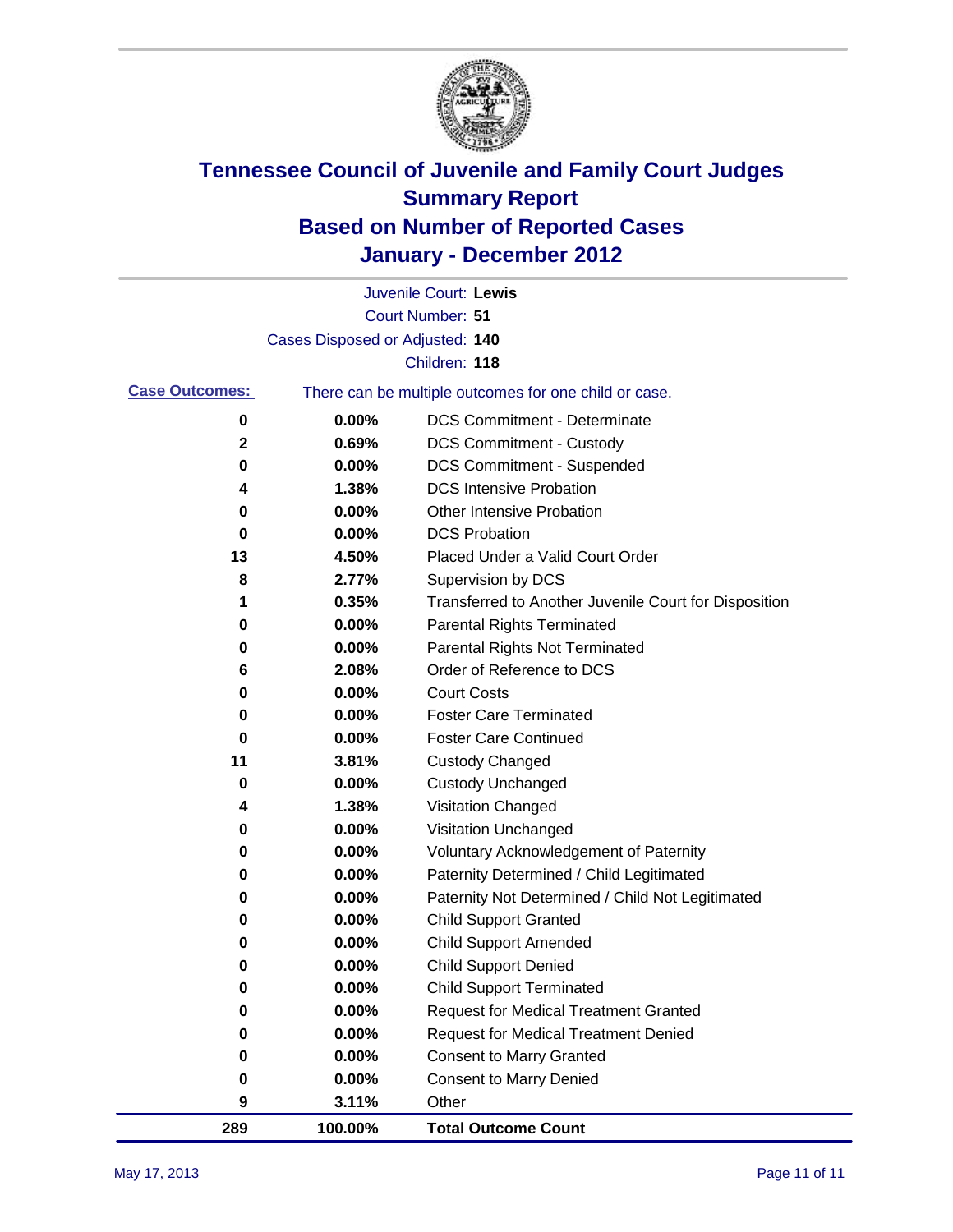# Tennessee Council of Juvenile and Family Court Judges
## Summary Report
## Based on Number of Reported Cases
## January - December 2012

Juvenile Court: **Lewis**

Court Number: **51**

Cases Disposed or Adjusted: **140**

Children: **118**

**Case Outcomes:** There can be multiple outcomes for one child or case.

| | | |
|---|---|---|
| 0 | 0.00% | DCS Commitment - Determinate |
| 2 | 0.69% | DCS Commitment - Custody |
| 0 | 0.00% | DCS Commitment - Suspended |
| 4 | 1.38% | DCS Intensive Probation |
| 0 | 0.00% | Other Intensive Probation |
| 0 | 0.00% | DCS Probation |
| 13 | 4.50% | Placed Under a Valid Court Order |
| 8 | 2.77% | Supervision by DCS |
| 1 | 0.35% | Transferred to Another Juvenile Court for Disposition |
| 0 | 0.00% | Parental Rights Terminated |
| 0 | 0.00% | Parental Rights Not Terminated |
| 6 | 2.08% | Order of Reference to DCS |
| 0 | 0.00% | Court Costs |
| 0 | 0.00% | Foster Care Terminated |
| 0 | 0.00% | Foster Care Continued |
| 11 | 3.81% | Custody Changed |
| 0 | 0.00% | Custody Unchanged |
| 4 | 1.38% | Visitation Changed |
| 0 | 0.00% | Visitation Unchanged |
| 0 | 0.00% | Voluntary Acknowledgement of Paternity |
| 0 | 0.00% | Paternity Determined / Child Legitimated |
| 0 | 0.00% | Paternity Not Determined / Child Not Legitimated |
| 0 | 0.00% | Child Support Granted |
| 0 | 0.00% | Child Support Amended |
| 0 | 0.00% | Child Support Denied |
| 0 | 0.00% | Child Support Terminated |
| 0 | 0.00% | Request for Medical Treatment Granted |
| 0 | 0.00% | Request for Medical Treatment Denied |
| 0 | 0.00% | Consent to Marry Granted |
| 0 | 0.00% | Consent to Marry Denied |
| 9 | 3.11% | Other |
| **289** | **100.00%** | **Total Outcome Count** |